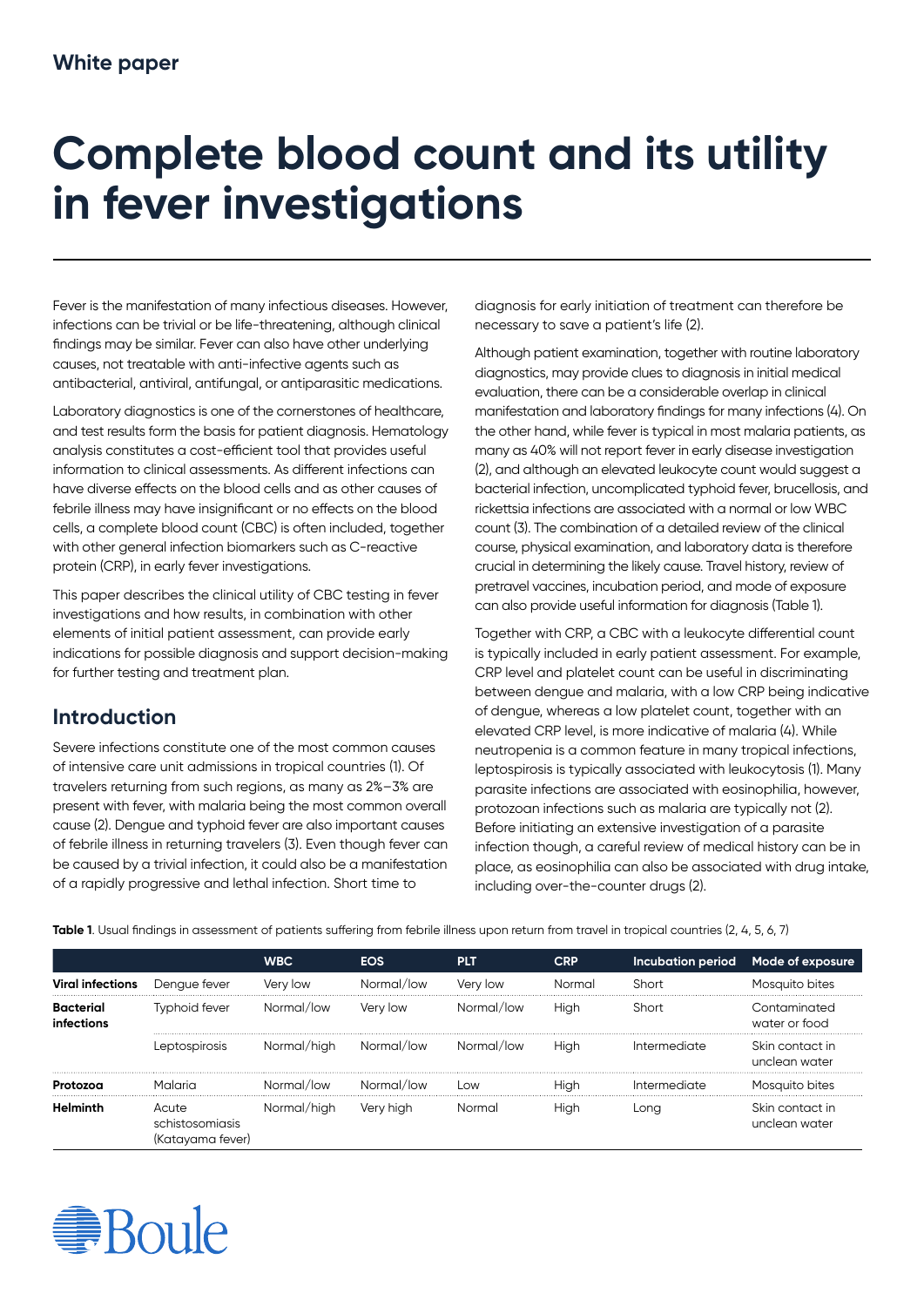White paper

# Complete blood count and its utility in fever investigations

Fever is the manifestation of many infectious diseases. However, infections can be trivial or be life-threatening, although clinical findings may be similar. Fever can also have other underlying causes, not treatable with anti-infective agents such as antibacterial, antiviral, antifungal, or antiparasitic medications.

Laboratory diagnostics is one of the cornerstones of healthcare, and test results form the basis for patient diagnosis. Hematology analysis constitutes a cost-efficient tool that provides useful information to clinical assessments. As different infections can have diverse effects on the blood cells and as other causes of febrile illness may have insignificant or no effects on the blood cells, a complete blood count (CBC) is often included, together with other general infection biomarkers such as C-reactive protein (CRP), in early fever investigations.

This paper describes the clinical utility of CBC testing in fever investigations and how results, in combination with other elements of initial patient assessment, can provide early indications for possible diagnosis and support decision-making for further testing and treatment plan.

## Introduction

Severe infections constitute one of the most common causes of intensive care unit admissions in tropical countries (1). Of travelers returning from such regions, as many as 2%–3% are present with fever, with malaria being the most common overall cause (2). Dengue and typhoid fever are also important causes of febrile illness in returning travelers (3). Even though fever can be caused by a trivial infection, it could also be a manifestation of a rapidly progressive and lethal infection. Short time to diagnosis for early initiation of treatment can therefore be necessary to save a patient's life (2).

Although patient examination, together with routine laboratory diagnostics, may provide clues to diagnosis in initial medical evaluation, there can be a considerable overlap in clinical manifestation and laboratory findings for many infections (4). On the other hand, while fever is typical in most malaria patients, as many as 40% will not report fever in early disease investigation (2), and although an elevated leukocyte count would suggest a bacterial infection, uncomplicated typhoid fever, brucellosis, and rickettsia infections are associated with a normal or low WBC count (3). The combination of a detailed review of the clinical course, physical examination, and laboratory data is therefore crucial in determining the likely cause. Travel history, review of pretravel vaccines, incubation period, and mode of exposure can also provide useful information for diagnosis (Table 1).

Together with CRP, a CBC with a leukocyte differential count is typically included in early patient assessment. For example, CRP level and platelet count can be useful in discriminating between dengue and malaria, with a low CRP being indicative of dengue, whereas a low platelet count, together with an elevated CRP level, is more indicative of malaria (4). While neutropenia is a common feature in many tropical infections, leptospirosis is typically associated with leukocytosis (1). Many parasite infections are associated with eosinophilia, however, protozoan infections such as malaria are typically not (2). Before initiating an extensive investigation of a parasite infection though, a careful review of medical history can be in place, as eosinophilia can also be associated with drug intake, including over-the-counter drugs (2).

**Table 1**. Usual findings in assessment of patients suffering from febrile illness upon return from travel in tropical countries (2, 4, 5, 6, 7)

| | | WBC | EOS | PLT | CRP | Incubation period | Mode of exposure |
|---|---|---|---|---|---|---|---|
| **Viral infections** | Dengue fever | Very low | Normal/low | Very low | Normal | Short | Mosquito bites |
| **Bacterial infections** | Typhoid fever | Normal/low | Very low | Normal/low | High | Short | Contaminated water or food |
| | Leptospirosis | Normal/high | Normal/low | Normal/low | High | Intermediate | Skin contact in unclean water |
| **Protozoa** | Malaria | Normal/low | Normal/low | Low | High | Intermediate | Mosquito bites |
| **Helminth** | Acute schistosomiasis (Katayama fever) | Normal/high | Very high | Normal | High | Long | Skin contact in unclean water |

Boule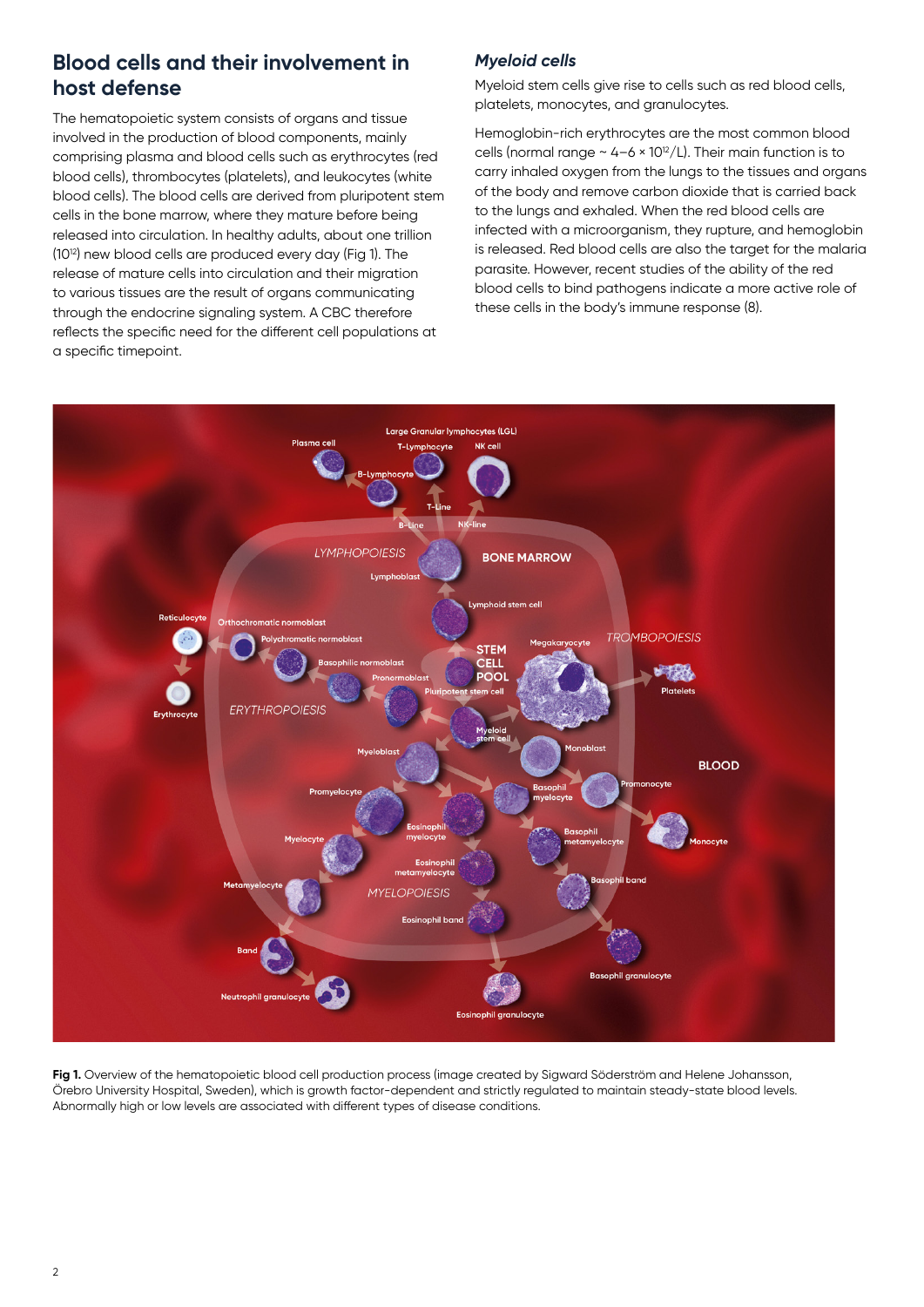## Blood cells and their involvement in host defense

The hematopoietic system consists of organs and tissue involved in the production of blood components, mainly comprising plasma and blood cells such as erythrocytes (red blood cells), thrombocytes (platelets), and leukocytes (white blood cells). The blood cells are derived from pluripotent stem cells in the bone marrow, where they mature before being released into circulation. In healthy adults, about one trillion ($10^{12}$) new blood cells are produced every day (Fig 1). The release of mature cells into circulation and their migration to various tissues are the result of organs communicating through the endocrine signaling system. A CBC therefore reflects the specific need for the different cell populations at a specific timepoint.

### *Myeloid cells*

Myeloid stem cells give rise to cells such as red blood cells, platelets, monocytes, and granulocytes.

Hemoglobin-rich erythrocytes are the most common blood cells (normal range ~ 4–6 × $10^{12}$/L). Their main function is to carry inhaled oxygen from the lungs to the tissues and organs of the body and remove carbon dioxide that is carried back to the lungs and exhaled. When the red blood cells are infected with a microorganism, they rupture, and hemoglobin is released. Red blood cells are also the target for the malaria parasite. However, recent studies of the ability of the red blood cells to bind pathogens indicate a more active role of these cells in the body's immune response (8).

**Fig 1.** Overview of the hematopoietic blood cell production process (image created by Sigward Söderström and Helene Johansson, Örebro University Hospital, Sweden), which is growth factor-dependent and strictly regulated to maintain steady-state blood levels. Abnormally high or low levels are associated with different types of disease conditions.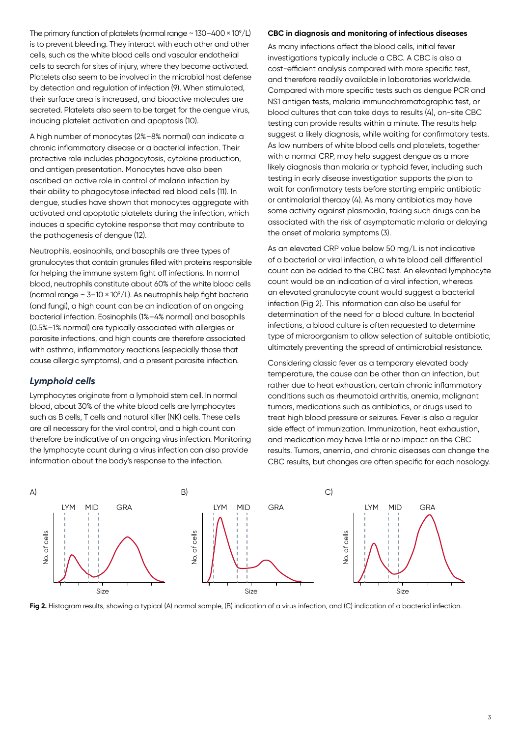The primary function of platelets (normal range ~ 130–400 × $10^9$/L) is to prevent bleeding. They interact with each other and other cells, such as the white blood cells and vascular endothelial cells to search for sites of injury, where they become activated. Platelets also seem to be involved in the microbial host defense by detection and regulation of infection (9). When stimulated, their surface area is increased, and bioactive molecules are secreted. Platelets also seem to be target for the dengue virus, inducing platelet activation and apoptosis (10).

A high number of monocytes (2%–8% normal) can indicate a chronic inflammatory disease or a bacterial infection. Their protective role includes phagocytosis, cytokine production, and antigen presentation. Monocytes have also been ascribed an active role in control of malaria infection by their ability to phagocytose infected red blood cells (11). In dengue, studies have shown that monocytes aggregate with activated and apoptotic platelets during the infection, which induces a specific cytokine response that may contribute to the pathogenesis of dengue (12).

Neutrophils, eosinophils, and basophils are three types of granulocytes that contain granules filled with proteins responsible for helping the immune system fight off infections. In normal blood, neutrophils constitute about 60% of the white blood cells (normal range ~ 3–10 × $10^9$/L). As neutrophils help fight bacteria (and fungi), a high count can be an indication of an ongoing bacterial infection. Eosinophils (1%–4% normal) and basophils (0.5%–1% normal) are typically associated with allergies or parasite infections, and high counts are therefore associated with asthma, inflammatory reactions (especially those that cause allergic symptoms), and a present parasite infection.

### *Lymphoid cells*

Lymphocytes originate from a lymphoid stem cell. In normal blood, about 30% of the white blood cells are lymphocytes such as B cells, T cells and natural killer (NK) cells. These cells are all necessary for the viral control, and a high count can therefore be indicative of an ongoing virus infection. Monitoring the lymphocyte count during a virus infection can also provide information about the body's response to the infection.

#### CBC in diagnosis and monitoring of infectious diseases

As many infections affect the blood cells, initial fever investigations typically include a CBC. A CBC is also a cost-efficient analysis compared with more specific test, and therefore readily available in laboratories worldwide. Compared with more specific tests such as dengue PCR and NS1 antigen tests, malaria immunochromatographic test, or blood cultures that can take days to results (4), on-site CBC testing can provide results within a minute. The results help suggest a likely diagnosis, while waiting for confirmatory tests. As low numbers of white blood cells and platelets, together with a normal CRP, may help suggest dengue as a more likely diagnosis than malaria or typhoid fever, including such testing in early disease investigation supports the plan to wait for confirmatory tests before starting empiric antibiotic or antimalarial therapy (4). As many antibiotics may have some activity against plasmodia, taking such drugs can be associated with the risk of asymptomatic malaria or delaying the onset of malaria symptoms (3).

As an elevated CRP value below 50 mg/L is not indicative of a bacterial or viral infection, a white blood cell differential count can be added to the CBC test. An elevated lymphocyte count would be an indication of a viral infection, whereas an elevated granulocyte count would suggest a bacterial infection (Fig 2). This information can also be useful for determination of the need for a blood culture. In bacterial infections, a blood culture is often requested to determine type of microorganism to allow selection of suitable antibiotic, ultimately preventing the spread of antimicrobial resistance.

Considering classic fever as a temporary elevated body temperature, the cause can be other than an infection, but rather due to heat exhaustion, certain chronic inflammatory conditions such as rheumatoid arthritis, anemia, malignant tumors, medications such as antibiotics, or drugs used to treat high blood pressure or seizures. Fever is also a regular side effect of immunization. Immunization, heat exhaustion, and medication may have little or no impact on the CBC results. Tumors, anemia, and chronic diseases can change the CBC results, but changes are often specific for each nosology.

**Fig 2.** Histogram results, showing a typical (A) normal sample, (B) indication of a virus infection, and (C) indication of a bacterial infection.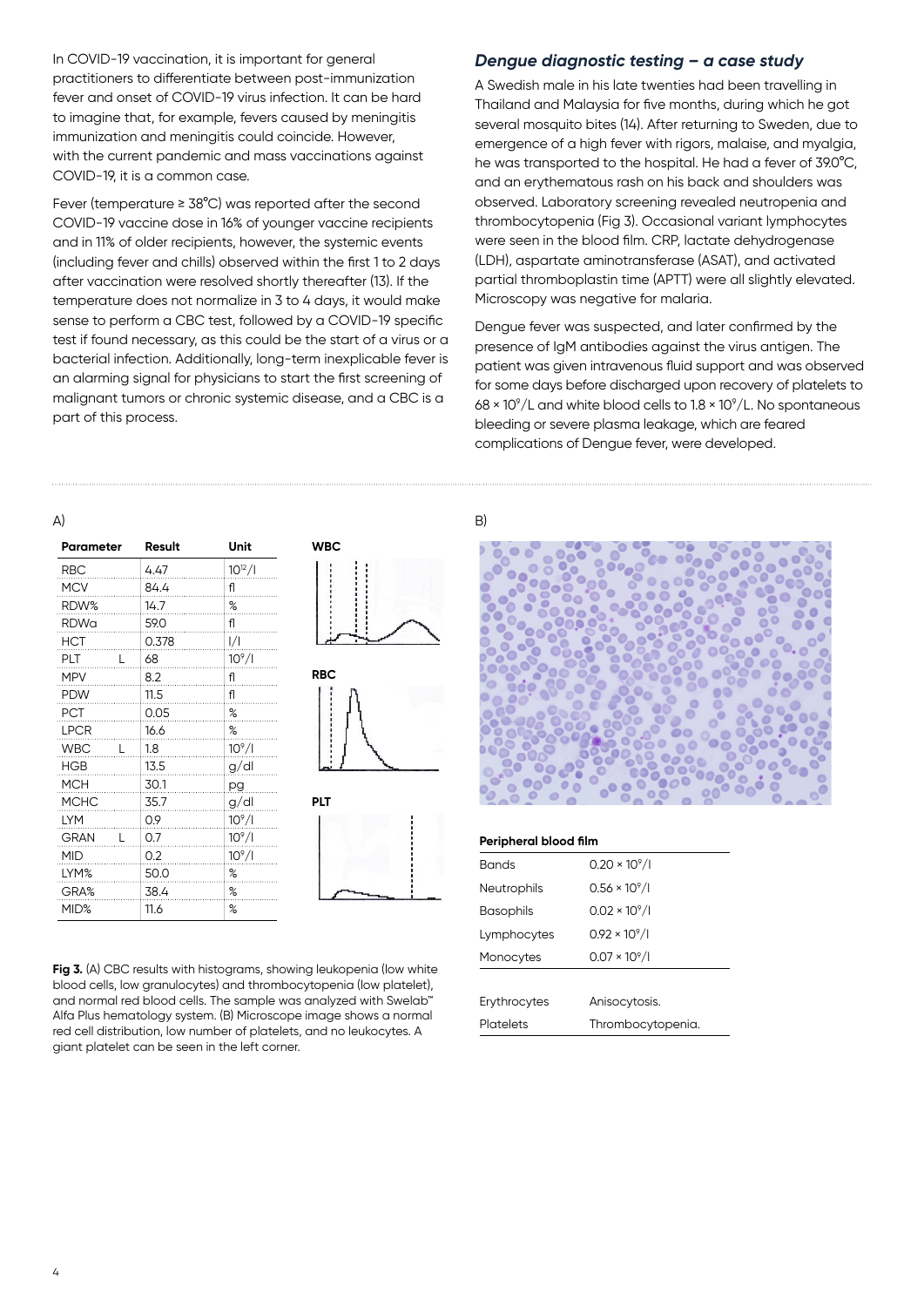In COVID-19 vaccination, it is important for general practitioners to differentiate between post-immunization fever and onset of COVID-19 virus infection. It can be hard to imagine that, for example, fevers caused by meningitis immunization and meningitis could coincide. However, with the current pandemic and mass vaccinations against COVID-19, it is a common case.

Fever (temperature ≥ 38°C) was reported after the second COVID-19 vaccine dose in 16% of younger vaccine recipients and in 11% of older recipients, however, the systemic events (including fever and chills) observed within the first 1 to 2 days after vaccination were resolved shortly thereafter (13). If the temperature does not normalize in 3 to 4 days, it would make sense to perform a CBC test, followed by a COVID-19 specific test if found necessary, as this could be the start of a virus or a bacterial infection. Additionally, long-term inexplicable fever is an alarming signal for physicians to start the first screening of malignant tumors or chronic systemic disease, and a CBC is a part of this process.

## *Dengue diagnostic testing – a case study*

A Swedish male in his late twenties had been travelling in Thailand and Malaysia for five months, during which he got several mosquito bites (14). After returning to Sweden, due to emergence of a high fever with rigors, malaise, and myalgia, he was transported to the hospital. He had a fever of 39.0°C, and an erythematous rash on his back and shoulders was observed. Laboratory screening revealed neutropenia and thrombocytopenia (Fig 3). Occasional variant lymphocytes were seen in the blood film. CRP, lactate dehydrogenase (LDH), aspartate aminotransferase (ASAT), and activated partial thromboplastin time (APTT) were all slightly elevated. Microscopy was negative for malaria.

Dengue fever was suspected, and later confirmed by the presence of IgM antibodies against the virus antigen. The patient was given intravenous fluid support and was observed for some days before discharged upon recovery of platelets to 68 × $10^9$/L and white blood cells to 1.8 × $10^9$/L. No spontaneous bleeding or severe plasma leakage, which are feared complications of Dengue fever, were developed.

A)

| Parameter | | Result | Unit |
|---|---|---|---|
| RBC | | 4.47 | $10^{12}$/l |
| MCV | | 84.4 | fl |
| RDW% | | 14.7 | % |
| RDWa | | 59.0 | fl |
| HCT | | 0.378 | l/l |
| PLT | L | 68 | $10^9$/l |
| MPV | | 8.2 | fl |
| PDW | | 11.5 | fl |
| PCT | | 0.05 | % |
| LPCR | | 16.6 | % |
| WBC | L | 1.8 | $10^9$/l |
| HGB | | 13.5 | g/dl |
| MCH | | 30.1 | pg |
| MCHC | | 35.7 | g/dl |
| LYM | | 0.9 | $10^9$/l |
| GRAN | L | 0.7 | $10^9$/l |
| MID | | 0.2 | $10^9$/l |
| LYM% | | 50.0 | % |
| GRA% | | 38.4 | % |
| MID% | | 11.6 | % |

WBC

RBC

PLT

B)

**Peripheral blood film**

| | |
|---|---|
| Bands | 0.20 × $10^9$/l |
| Neutrophils | 0.56 × $10^9$/l |
| Basophils | 0.02 × $10^9$/l |
| Lymphocytes | 0.92 × $10^9$/l |
| Monocytes | 0.07 × $10^9$/l |
| Erythrocytes | Anisocytosis. |
| Platelets | Thrombocytopenia. |

**Fig 3.** (A) CBC results with histograms, showing leukopenia (low white blood cells, low granulocytes) and thrombocytopenia (low platelet), and normal red blood cells. The sample was analyzed with Swelab™ Alfa Plus hematology system. (B) Microscope image shows a normal red cell distribution, low number of platelets, and no leukocytes. A giant platelet can be seen in the left corner.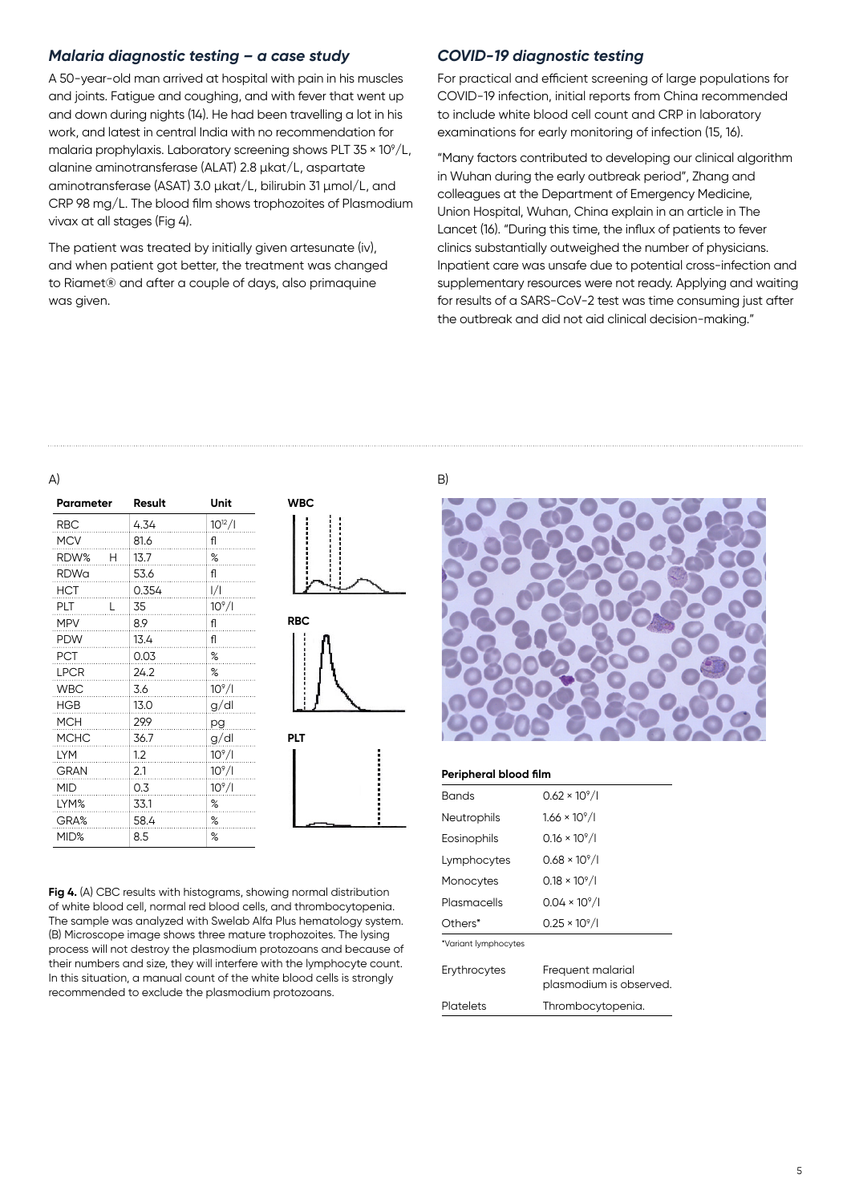### *Malaria diagnostic testing – a case study*

A 50-year-old man arrived at hospital with pain in his muscles and joints. Fatigue and coughing, and with fever that went up and down during nights (14). He had been travelling a lot in his work, and latest in central India with no recommendation for malaria prophylaxis. Laboratory screening shows PLT 35 × $10^9$/L, alanine aminotransferase (ALAT) 2.8 µkat/L, aspartate aminotransferase (ASAT) 3.0 µkat/L, bilirubin 31 µmol/L, and CRP 98 mg/L. The blood film shows trophozoites of Plasmodium vivax at all stages (Fig 4).

The patient was treated by initially given artesunate (iv), and when patient got better, the treatment was changed to Riamet® and after a couple of days, also primaquine was given.

### *COVID-19 diagnostic testing*

For practical and efficient screening of large populations for COVID-19 infection, initial reports from China recommended to include white blood cell count and CRP in laboratory examinations for early monitoring of infection (15, 16).

"Many factors contributed to developing our clinical algorithm in Wuhan during the early outbreak period", Zhang and colleagues at the Department of Emergency Medicine, Union Hospital, Wuhan, China explain in an article in The Lancet (16). "During this time, the influx of patients to fever clinics substantially outweighed the number of physicians. Inpatient care was unsafe due to potential cross-infection and supplementary resources were not ready. Applying and waiting for results of a SARS-CoV-2 test was time consuming just after the outbreak and did not aid clinical decision-making."

A)

| Parameter | | Result | Unit |
|---|---|---|---|
| RBC | | 4.34 | $10^{12}$/l |
| MCV | | 81.6 | fl |
| RDW% | H | 13.7 | % |
| RDWa | | 53.6 | fl |
| HCT | | 0.354 | l/l |
| PLT | L | 35 | $10^9$/l |
| MPV | | 8.9 | fl |
| PDW | | 13.4 | fl |
| PCT | | 0.03 | % |
| LPCR | | 24.2 | % |
| WBC | | 3.6 | $10^9$/l |
| HGB | | 13.0 | g/dl |
| MCH | | 29.9 | pg |
| MCHC | | 36.7 | g/dl |
| LYM | | 1.2 | $10^9$/l |
| GRAN | | 2.1 | $10^9$/l |
| MID | | 0.3 | $10^9$/l |
| LYM% | | 33.1 | % |
| GRA% | | 58.4 | % |
| MID% | | 8.5 | % |

WBC

RBC

PLT

B)

**Peripheral blood film**

| | |
|---|---|
| Bands | 0.62 × $10^9$/l |
| Neutrophils | 1.66 × $10^9$/l |
| Eosinophils | 0.16 × $10^9$/l |
| Lymphocytes | 0.68 × $10^9$/l |
| Monocytes | 0.18 × $10^9$/l |
| Plasmacells | 0.04 × $10^9$/l |
| Others* | 0.25 × $10^9$/l |

*Variant lymphocytes

| | |
|---|---|
| Erythrocytes | Frequent malarial plasmodium is observed. |
| Platelets | Thrombocytopenia. |

**Fig 4.** (A) CBC results with histograms, showing normal distribution of white blood cell, normal red blood cells, and thrombocytopenia. The sample was analyzed with Swelab Alfa Plus hematology system. (B) Microscope image shows three mature trophozoites. The lysing process will not destroy the plasmodium protozoans and because of their numbers and size, they will interfere with the lymphocyte count. In this situation, a manual count of the white blood cells is strongly recommended to exclude the plasmodium protozoans.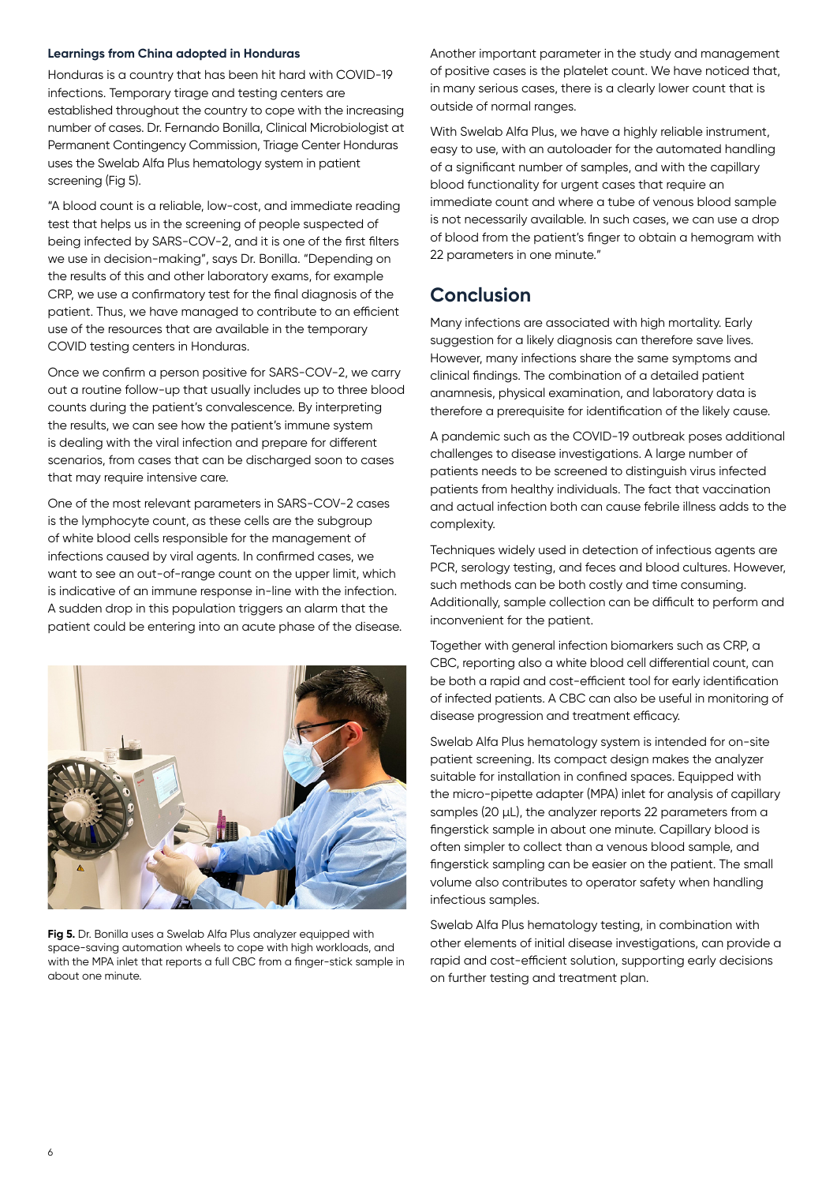**Learnings from China adopted in Honduras**

Honduras is a country that has been hit hard with COVID-19 infections. Temporary tirage and testing centers are established throughout the country to cope with the increasing number of cases. Dr. Fernando Bonilla, Clinical Microbiologist at Permanent Contingency Commission, Triage Center Honduras uses the Swelab Alfa Plus hematology system in patient screening (Fig 5).

"A blood count is a reliable, low-cost, and immediate reading test that helps us in the screening of people suspected of being infected by SARS-COV-2, and it is one of the first filters we use in decision-making", says Dr. Bonilla. "Depending on the results of this and other laboratory exams, for example CRP, we use a confirmatory test for the final diagnosis of the patient. Thus, we have managed to contribute to an efficient use of the resources that are available in the temporary COVID testing centers in Honduras.

Once we confirm a person positive for SARS-COV-2, we carry out a routine follow-up that usually includes up to three blood counts during the patient's convalescence. By interpreting the results, we can see how the patient's immune system is dealing with the viral infection and prepare for different scenarios, from cases that can be discharged soon to cases that may require intensive care.

One of the most relevant parameters in SARS-COV-2 cases is the lymphocyte count, as these cells are the subgroup of white blood cells responsible for the management of infections caused by viral agents. In confirmed cases, we want to see an out-of-range count on the upper limit, which is indicative of an immune response in-line with the infection. A sudden drop in this population triggers an alarm that the patient could be entering into an acute phase of the disease.

**Fig 5.** Dr. Bonilla uses a Swelab Alfa Plus analyzer equipped with space-saving automation wheels to cope with high workloads, and with the MPA inlet that reports a full CBC from a finger-stick sample in about one minute.

Another important parameter in the study and management of positive cases is the platelet count. We have noticed that, in many serious cases, there is a clearly lower count that is outside of normal ranges.

With Swelab Alfa Plus, we have a highly reliable instrument, easy to use, with an autoloader for the automated handling of a significant number of samples, and with the capillary blood functionality for urgent cases that require an immediate count and where a tube of venous blood sample is not necessarily available. In such cases, we can use a drop of blood from the patient's finger to obtain a hemogram with 22 parameters in one minute."

## Conclusion

Many infections are associated with high mortality. Early suggestion for a likely diagnosis can therefore save lives. However, many infections share the same symptoms and clinical findings. The combination of a detailed patient anamnesis, physical examination, and laboratory data is therefore a prerequisite for identification of the likely cause.

A pandemic such as the COVID-19 outbreak poses additional challenges to disease investigations. A large number of patients needs to be screened to distinguish virus infected patients from healthy individuals. The fact that vaccination and actual infection both can cause febrile illness adds to the complexity.

Techniques widely used in detection of infectious agents are PCR, serology testing, and feces and blood cultures. However, such methods can be both costly and time consuming. Additionally, sample collection can be difficult to perform and inconvenient for the patient.

Together with general infection biomarkers such as CRP, a CBC, reporting also a white blood cell differential count, can be both a rapid and cost-efficient tool for early identification of infected patients. A CBC can also be useful in monitoring of disease progression and treatment efficacy.

Swelab Alfa Plus hematology system is intended for on-site patient screening. Its compact design makes the analyzer suitable for installation in confined spaces. Equipped with the micro-pipette adapter (MPA) inlet for analysis of capillary samples (20 µL), the analyzer reports 22 parameters from a fingerstick sample in about one minute. Capillary blood is often simpler to collect than a venous blood sample, and fingerstick sampling can be easier on the patient. The small volume also contributes to operator safety when handling infectious samples.

Swelab Alfa Plus hematology testing, in combination with other elements of initial disease investigations, can provide a rapid and cost-efficient solution, supporting early decisions on further testing and treatment plan.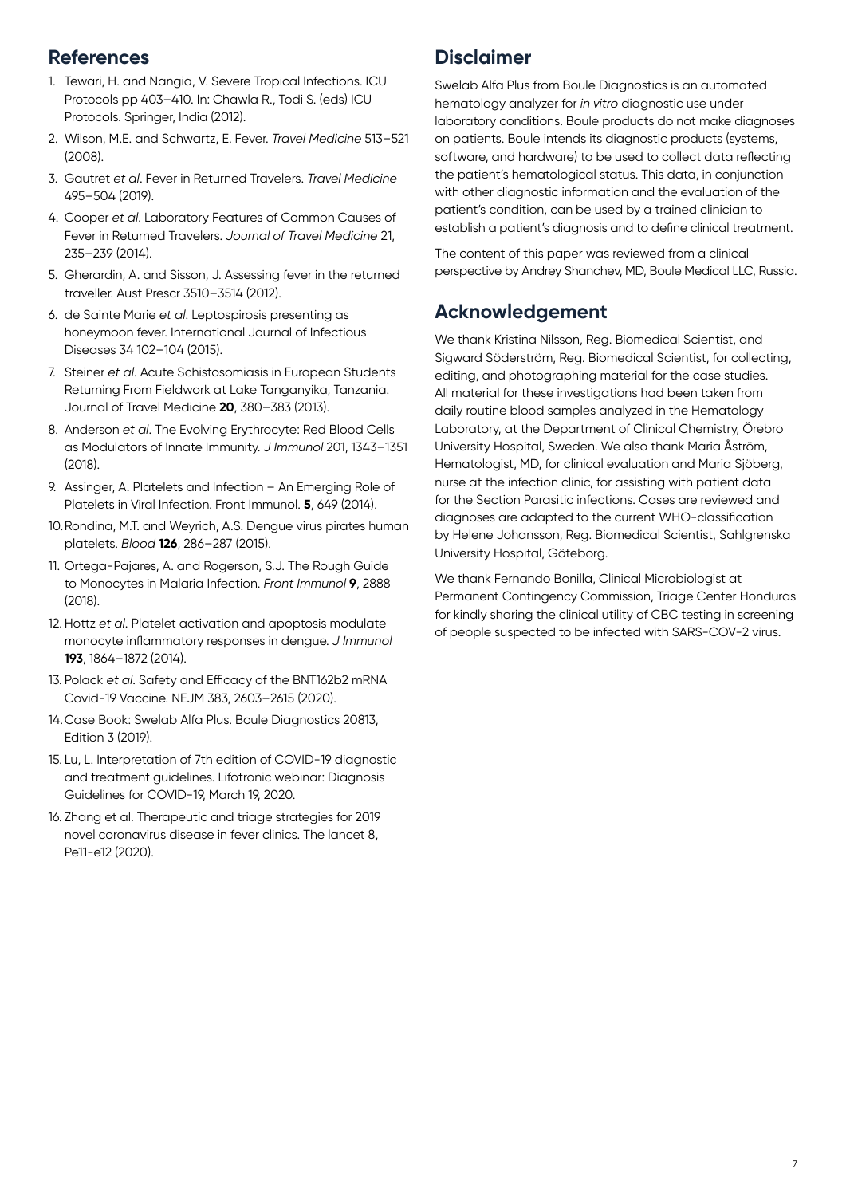## References

1. Tewari, H. and Nangia, V. Severe Tropical Infections. ICU Protocols pp 403–410. In: Chawla R., Todi S. (eds) ICU Protocols. Springer, India (2012).
2. Wilson, M.E. and Schwartz, E. Fever. *Travel Medicine* 513–521 (2008).
3. Gautret *et al*. Fever in Returned Travelers. *Travel Medicine* 495–504 (2019).
4. Cooper *et al*. Laboratory Features of Common Causes of Fever in Returned Travelers. *Journal of Travel Medicine* 21, 235–239 (2014).
5. Gherardin, A. and Sisson, J. Assessing fever in the returned traveller. Aust Prescr 3510–3514 (2012).
6. de Sainte Marie *et al*. Leptospirosis presenting as honeymoon fever. International Journal of Infectious Diseases 34 102–104 (2015).
7. Steiner *et al*. Acute Schistosomiasis in European Students Returning From Fieldwork at Lake Tanganyika, Tanzania. Journal of Travel Medicine **20**, 380–383 (2013).
8. Anderson *et al*. The Evolving Erythrocyte: Red Blood Cells as Modulators of Innate Immunity. *J Immunol* 201, 1343–1351 (2018).
9. Assinger, A. Platelets and Infection – An Emerging Role of Platelets in Viral Infection. Front Immunol. **5**, 649 (2014).
10. Rondina, M.T. and Weyrich, A.S. Dengue virus pirates human platelets. *Blood* **126**, 286–287 (2015).
11. Ortega-Pajares, A. and Rogerson, S.J. The Rough Guide to Monocytes in Malaria Infection. *Front Immunol* **9**, 2888 (2018).
12. Hottz *et al*. Platelet activation and apoptosis modulate monocyte inflammatory responses in dengue. *J Immunol* **193**, 1864–1872 (2014).
13. Polack *et al*. Safety and Efficacy of the BNT162b2 mRNA Covid-19 Vaccine. NEJM 383, 2603–2615 (2020).
14. Case Book: Swelab Alfa Plus. Boule Diagnostics 20813, Edition 3 (2019).
15. Lu, L. Interpretation of 7th edition of COVID-19 diagnostic and treatment guidelines. Lifotronic webinar: Diagnosis Guidelines for COVID-19, March 19, 2020.
16. Zhang et al. Therapeutic and triage strategies for 2019 novel coronavirus disease in fever clinics. The lancet 8, Pe11-e12 (2020).

## Disclaimer

Swelab Alfa Plus from Boule Diagnostics is an automated hematology analyzer for *in vitro* diagnostic use under laboratory conditions. Boule products do not make diagnoses on patients. Boule intends its diagnostic products (systems, software, and hardware) to be used to collect data reflecting the patient's hematological status. This data, in conjunction with other diagnostic information and the evaluation of the patient's condition, can be used by a trained clinician to establish a patient's diagnosis and to define clinical treatment.

The content of this paper was reviewed from a clinical perspective by Andrey Shanchev, MD, Boule Medical LLC, Russia.

## Acknowledgement

We thank Kristina Nilsson, Reg. Biomedical Scientist, and Sigward Söderström, Reg. Biomedical Scientist, for collecting, editing, and photographing material for the case studies. All material for these investigations had been taken from daily routine blood samples analyzed in the Hematology Laboratory, at the Department of Clinical Chemistry, Örebro University Hospital, Sweden. We also thank Maria Åström, Hematologist, MD, for clinical evaluation and Maria Sjöberg, nurse at the infection clinic, for assisting with patient data for the Section Parasitic infections. Cases are reviewed and diagnoses are adapted to the current WHO-classification by Helene Johansson, Reg. Biomedical Scientist, Sahlgrenska University Hospital, Göteborg.

We thank Fernando Bonilla, Clinical Microbiologist at Permanent Contingency Commission, Triage Center Honduras for kindly sharing the clinical utility of CBC testing in screening of people suspected to be infected with SARS-COV-2 virus.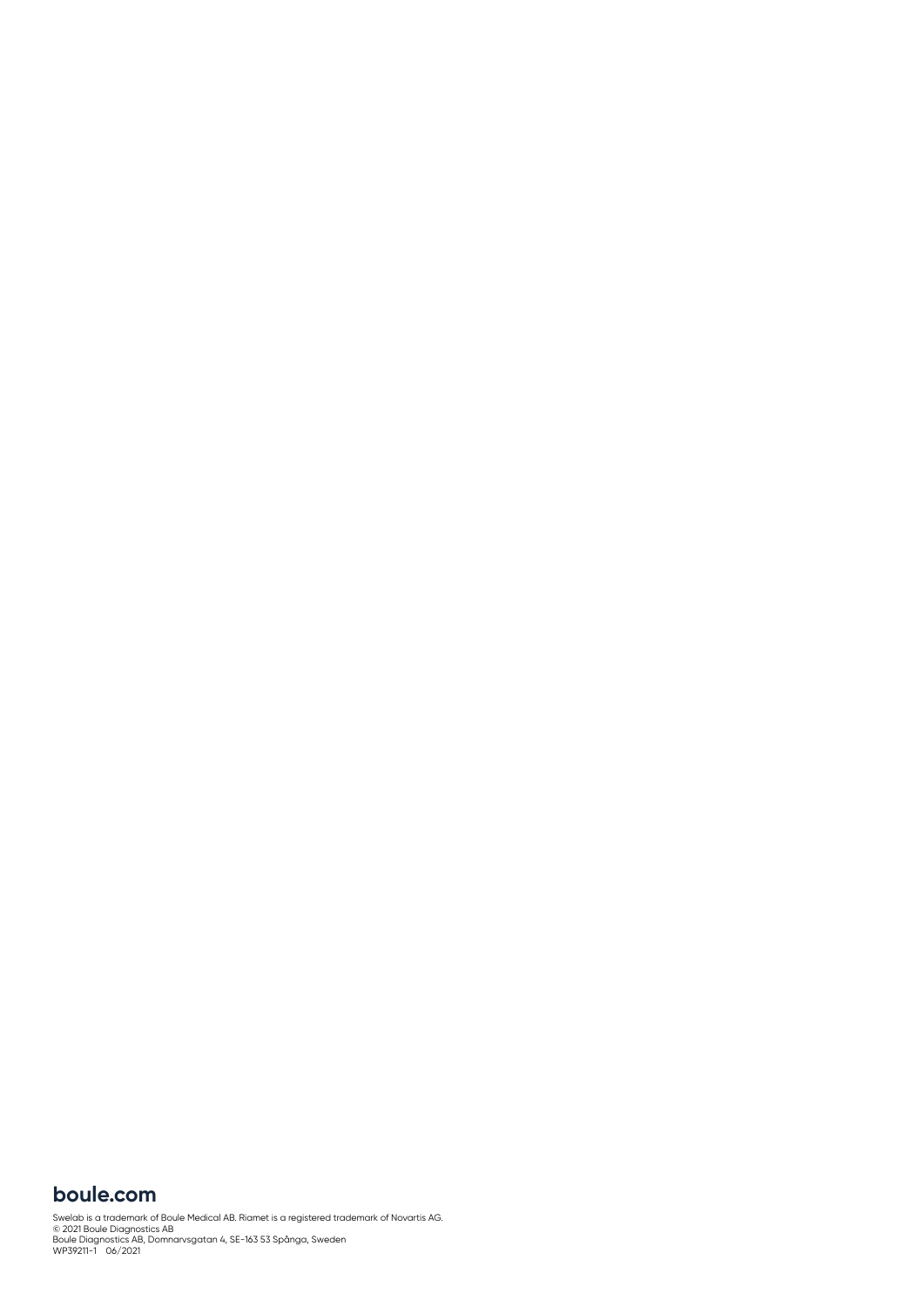**boule.com**

Swelab is a trademark of Boule Medical AB. Riamet is a registered trademark of Novartis AG.
© 2021 Boule Diagnostics AB
Boule Diagnostics AB, Domnarvsgatan 4, SE-163 53 Spånga, Sweden
WP39211-1 06/2021